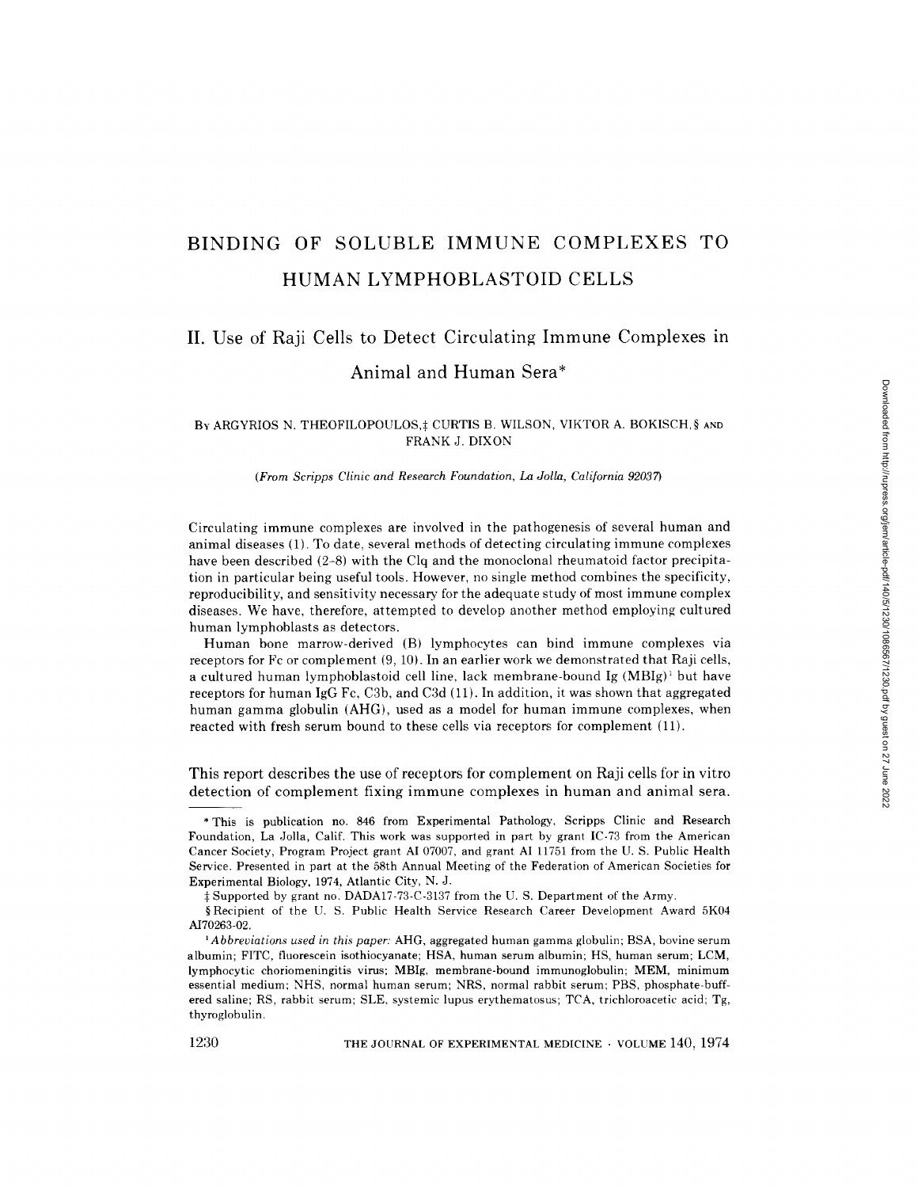# BINDING OF SOLUBLE IMMUNE COMPLEXES TO HUMAN LYMPHOBLASTOID CELLS

## II. Use of Raji Cells to Detect Circulating Immune Complexes in Animal and Human Sera*

BY ARGYRIOS N. THEOFILOPOULOS,‡ CURTIS B. WILSON, VIKTOR A. BOKISCH,§ AND FRANK J. DIXON

*(From Scripps Clinic and Research Foundation, La Jolla, California 92037)*

Circulating immune complexes are involved in the pathogenesis of several human and animal diseases (1). To date, several methods of detecting circulating immune complexes have been described (2–8) with the Clq and the monoclonal rheumatoid factor precipitation in particular being useful tools. However, no single method combines the specificity, reproducibility, and sensitivity necessary for the adequate study of most immune complex diseases. We have, therefore, attempted to develop another method employing cultured human lymphoblasts as detectors.

Human bone marrow-derived (B) lymphocytes can bind immune complexes via receptors for Fc or complement (9, 10). In an earlier work we demonstrated that Raji cells, a cultured human lymphoblastoid cell line, lack membrane-bound Ig (MBIg)[1] but have receptors for human IgG Fc, C3b, and C3d (11). In addition, it was shown that aggregated human gamma globulin (AHG), used as a model for human immune complexes, when reacted with fresh serum bound to these cells via receptors for complement (11).

This report describes the use of receptors for complement on Raji cells for in vitro detection of complement fixing immune complexes in human and animal sera.

---

* This is publication no. 846 from Experimental Pathology, Scripps Clinic and Research Foundation, La Jolla, Calif. This work was supported in part by grant IC-73 from the American Cancer Society, Program Project grant AI 07007, and grant AI 11751 from the U. S. Public Health Service. Presented in part at the 58th Annual Meeting of the Federation of American Societies for Experimental Biology, 1974, Atlantic City, N. J.

‡ Supported by grant no. DADA17-73-C-3137 from the U. S. Department of the Army.

§ Recipient of the U. S. Public Health Service Research Career Development Award 5K04 AI70263-02.

[1] *Abbreviations used in this paper:* AHG, aggregated human gamma globulin; BSA, bovine serum albumin; FITC, fluorescein isothiocyanate; HSA, human serum albumin; HS, human serum; LCM, lymphocytic choriomeningitis virus; MBIg, membrane-bound immunoglobulin; MEM, minimum essential medium; NHS, normal human serum; NRS, normal rabbit serum; PBS, phosphate-buffered saline; RS, rabbit serum; SLE, systemic lupus erythematosus; TCA, trichloroacetic acid; Tg, thyroglobulin.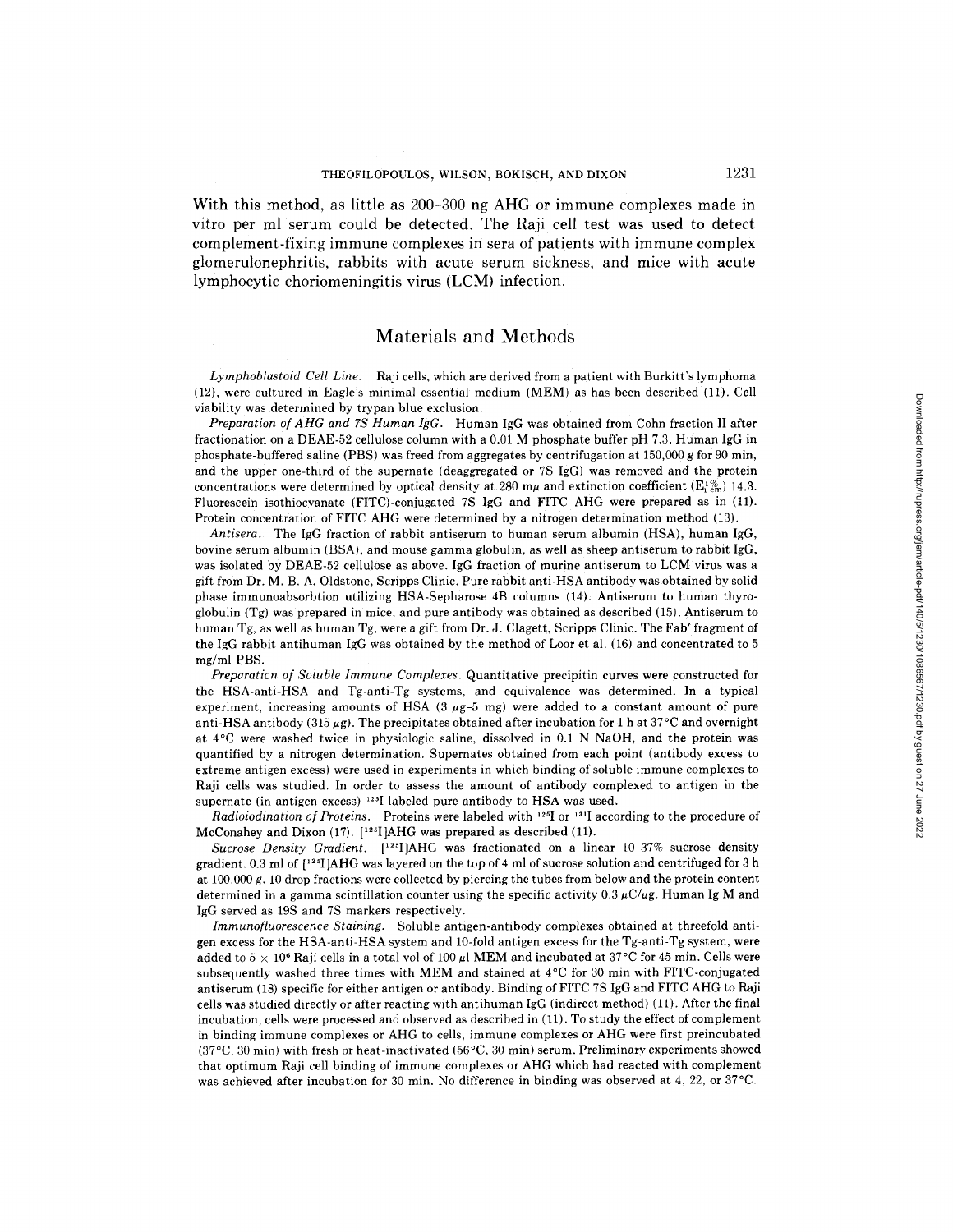With this method, as little as 200–300 ng AHG or immune complexes made in vitro per ml serum could be detected. The Raji cell test was used to detect complement-fixing immune complexes in sera of patients with immune complex glomerulonephritis, rabbits with acute serum sickness, and mice with acute lymphocytic choriomeningitis virus (LCM) infection.

## Materials and Methods

*Lymphoblastoid Cell Line.* Raji cells, which are derived from a patient with Burkitt's lymphoma (12), were cultured in Eagle's minimal essential medium (MEM) as has been described (11). Cell viability was determined by trypan blue exclusion.

*Preparation of AHG and 7S Human IgG.* Human IgG was obtained from Cohn fraction II after fractionation on a DEAE-52 cellulose column with a 0.01 M phosphate buffer pH 7.3. Human IgG in phosphate-buffered saline (PBS) was freed from aggregates by centrifugation at 150,000 *g* for 90 min, and the upper one-third of the supernate (deaggregated or 7S IgG) was removed and the protein concentrations were determined by optical density at 280 mμ and extinction coefficient ($E_{1\,cm}^{1\%}$) 14.3. Fluorescein isothiocyanate (FITC)-conjugated 7S IgG and FITC AHG were prepared as in (11). Protein concentration of FITC AHG were determined by a nitrogen determination method (13).

*Antisera.* The IgG fraction of rabbit antiserum to human serum albumin (HSA), human IgG, bovine serum albumin (BSA), and mouse gamma globulin, as well as sheep antiserum to rabbit IgG, was isolated by DEAE-52 cellulose as above. IgG fraction of murine antiserum to LCM virus was a gift from Dr. M. B. A. Oldstone, Scripps Clinic. Pure rabbit anti-HSA antibody was obtained by solid phase immunoabsorbtion utilizing HSA-Sepharose 4B columns (14). Antiserum to human thyroglobulin (Tg) was prepared in mice, and pure antibody was obtained as described (15). Antiserum to human Tg, as well as human Tg, were a gift from Dr. J. Clagett, Scripps Clinic. The Fab' fragment of the IgG rabbit antihuman IgG was obtained by the method of Loor et al. (16) and concentrated to 5 mg/ml PBS.

*Preparation of Soluble Immune Complexes.* Quantitative precipitin curves were constructed for the HSA-anti-HSA and Tg-anti-Tg systems, and equivalence was determined. In a typical experiment, increasing amounts of HSA (3 μg–5 mg) were added to a constant amount of pure anti-HSA antibody (315 μg). The precipitates obtained after incubation for 1 h at 37°C and overnight at 4°C were washed twice in physiologic saline, dissolved in 0.1 N NaOH, and the protein was quantified by a nitrogen determination. Supernates obtained from each point (antibody excess to extreme antigen excess) were used in experiments in which binding of soluble immune complexes to Raji cells was studied. In order to assess the amount of antibody complexed to antigen in the supernate (in antigen excess) $^{125}$I-labeled pure antibody to HSA was used.

*Radioiodination of Proteins.* Proteins were labeled with $^{125}$I or $^{131}$I according to the procedure of McConahey and Dixon (17). [$^{125}$I]AHG was prepared as described (11).

*Sucrose Density Gradient.* [$^{125}$I]AHG was fractionated on a linear 10–37% sucrose density gradient. 0.3 ml of [$^{125}$I]AHG was layered on the top of 4 ml of sucrose solution and centrifuged for 3 h at 100,000 *g*. 10 drop fractions were collected by piercing the tubes from below and the protein content determined in a gamma scintillation counter using the specific activity 0.3 μC/μg. Human Ig M and IgG served as 19S and 7S markers respectively.

*Immunofluorescence Staining.* Soluble antigen-antibody complexes obtained at threefold antigen excess for the HSA-anti-HSA system and 10-fold antigen excess for the Tg-anti-Tg system, were added to $5 \times 10^6$ Raji cells in a total vol of 100 μl MEM and incubated at 37°C for 45 min. Cells were subsequently washed three times with MEM and stained at 4°C for 30 min with FITC-conjugated antiserum (18) specific for either antigen or antibody. Binding of FITC 7S IgG and FITC AHG to Raji cells was studied directly or after reacting with antihuman IgG (indirect method) (11). After the final incubation, cells were processed and observed as described in (11). To study the effect of complement in binding immune complexes or AHG to cells, immune complexes or AHG were first preincubated (37°C, 30 min) with fresh or heat-inactivated (56°C, 30 min) serum. Preliminary experiments showed that optimum Raji cell binding of immune complexes or AHG which had reacted with complement was achieved after incubation for 30 min. No difference in binding was observed at 4, 22, or 37°C.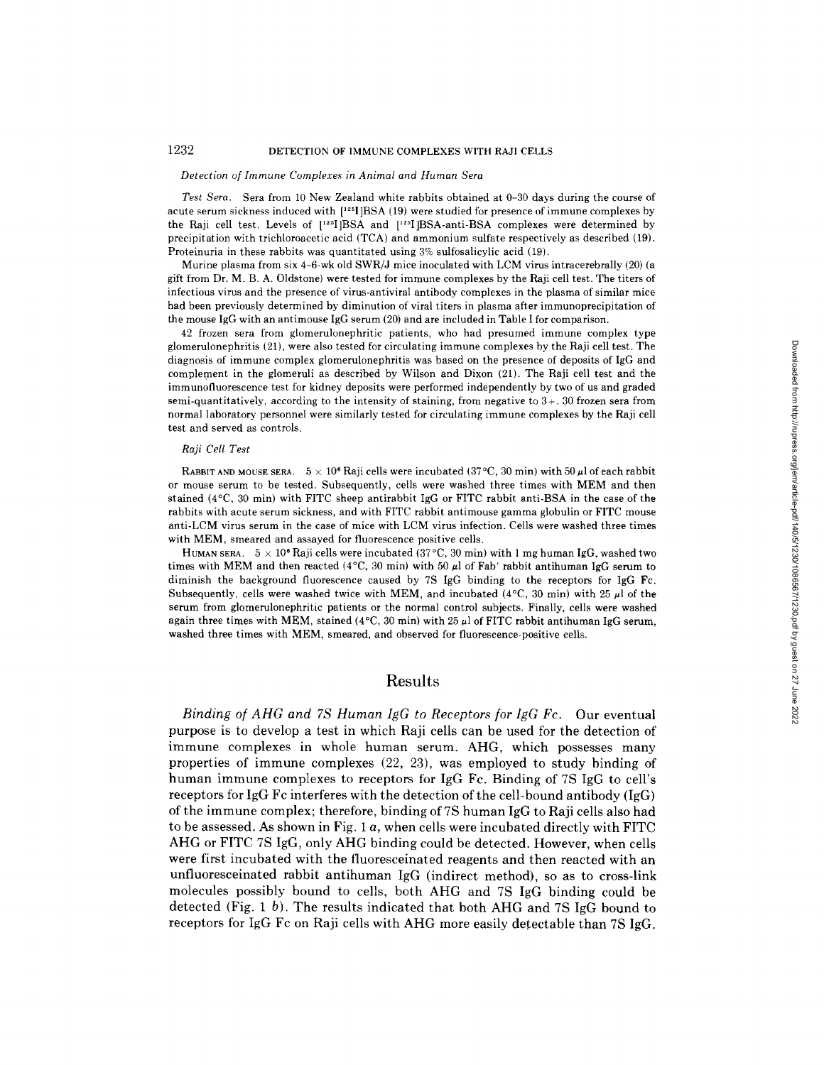*Detection of Immune Complexes in Animal and Human Sera*

*Test Sera.* Sera from 10 New Zealand white rabbits obtained at 0–30 days during the course of acute serum sickness induced with [$^{125}$I]BSA (19) were studied for presence of immune complexes by the Raji cell test. Levels of [$^{125}$I]BSA and [$^{125}$I]BSA-anti-BSA complexes were determined by precipitation with trichloroacetic acid (TCA) and ammonium sulfate respectively as described (19). Proteinuria in these rabbits was quantitated using 3% sulfosalicylic acid (19).

Murine plasma from six 4–6-wk old SWR/J mice inoculated with LCM virus intracerebrally (20) (a gift from Dr. M. B. A. Oldstone) were tested for immune complexes by the Raji cell test. The titers of infectious virus and the presence of virus-antiviral antibody complexes in the plasma of similar mice had been previously determined by diminution of viral titers in plasma after immunoprecipitation of the mouse IgG with an antimouse IgG serum (20) and are included in Table I for comparison.

42 frozen sera from glomerulonephritic patients, who had presumed immune complex type glomerulonephritis (21), were also tested for circulating immune complexes by the Raji cell test. The diagnosis of immune complex glomerulonephritis was based on the presence of deposits of IgG and complement in the glomeruli as described by Wilson and Dixon (21). The Raji cell test and the immunofluorescence test for kidney deposits were performed independently by two of us and graded semi-quantitatively, according to the intensity of staining, from negative to 3+. 30 frozen sera from normal laboratory personnel were similarly tested for circulating immune complexes by the Raji cell test and served as controls.

*Raji Cell Test*

RABBIT AND MOUSE SERA. $5 \times 10^6$ Raji cells were incubated (37°C, 30 min) with 50 μl of each rabbit or mouse serum to be tested. Subsequently, cells were washed three times with MEM and then stained (4°C, 30 min) with FITC sheep antirabbit IgG or FITC rabbit anti-BSA in the case of the rabbits with acute serum sickness, and with FITC rabbit antimouse gamma globulin or FITC mouse anti-LCM virus serum in the case of mice with LCM virus infection. Cells were washed three times with MEM, smeared and assayed for fluorescence positive cells.

HUMAN SERA. $5 \times 10^6$ Raji cells were incubated (37°C, 30 min) with 1 mg human IgG, washed two times with MEM and then reacted (4°C, 30 min) with 50 μl of Fab' rabbit antihuman IgG serum to diminish the background fluorescence caused by 7S IgG binding to the receptors for IgG Fc. Subsequently, cells were washed twice with MEM, and incubated (4°C, 30 min) with 25 μl of the serum from glomerulonephritic patients or the normal control subjects. Finally, cells were washed again three times with MEM, stained (4°C, 30 min) with 25 μl of FITC rabbit antihuman IgG serum, washed three times with MEM, smeared, and observed for fluorescence-positive cells.

## Results

*Binding of AHG and 7S Human IgG to Receptors for IgG Fc.* Our eventual purpose is to develop a test in which Raji cells can be used for the detection of immune complexes in whole human serum. AHG, which possesses many properties of immune complexes (22, 23), was employed to study binding of human immune complexes to receptors for IgG Fc. Binding of 7S IgG to cell's receptors for IgG Fc interferes with the detection of the cell-bound antibody (IgG) of the immune complex; therefore, binding of 7S human IgG to Raji cells also had to be assessed. As shown in Fig. 1 *a*, when cells were incubated directly with FITC AHG or FITC 7S IgG, only AHG binding could be detected. However, when cells were first incubated with the fluoresceinated reagents and then reacted with an unfluoresceinated rabbit antihuman IgG (indirect method), so as to cross-link molecules possibly bound to cells, both AHG and 7S IgG binding could be detected (Fig. 1 *b*). The results indicated that both AHG and 7S IgG bound to receptors for IgG Fc on Raji cells with AHG more easily detectable than 7S IgG.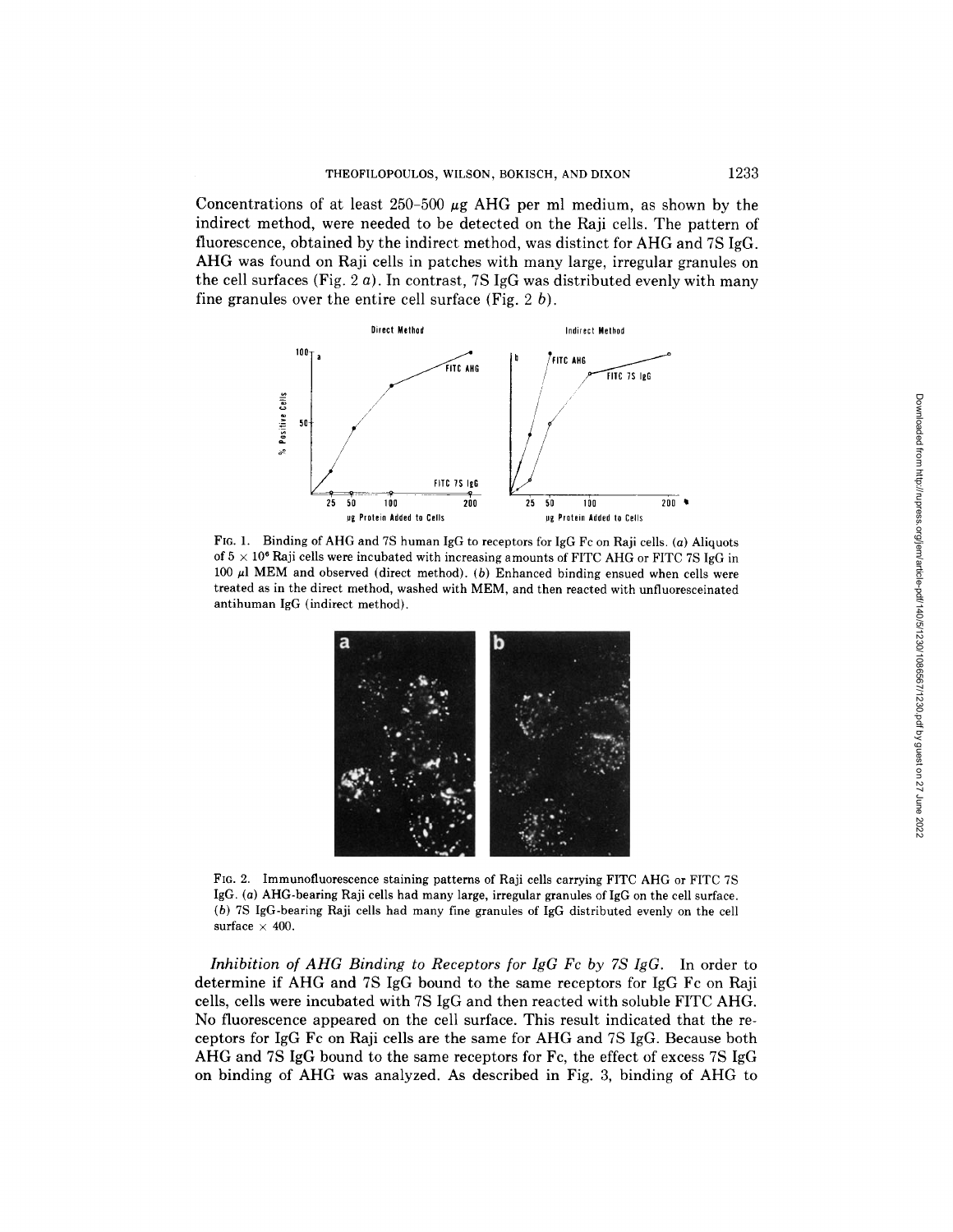Concentrations of at least 250–500 μg AHG per ml medium, as shown by the indirect method, were needed to be detected on the Raji cells. The pattern of fluorescence, obtained by the indirect method, was distinct for AHG and 7S IgG. AHG was found on Raji cells in patches with many large, irregular granules on the cell surfaces (Fig. 2 *a*). In contrast, 7S IgG was distributed evenly with many fine granules over the entire cell surface (Fig. 2 *b*).

FIG. 1. Binding of AHG and 7S human IgG to receptors for IgG Fc on Raji cells. (*a*) Aliquots of $5 \times 10^6$ Raji cells were incubated with increasing amounts of FITC AHG or FITC 7S IgG in 100 μl MEM and observed (direct method). (*b*) Enhanced binding ensued when cells were treated as in the direct method, washed with MEM, and then reacted with unfluoresceinated antihuman IgG (indirect method).

FIG. 2. Immunofluorescence staining patterns of Raji cells carrying FITC AHG or FITC 7S IgG. (*a*) AHG-bearing Raji cells had many large, irregular granules of IgG on the cell surface. (*b*) 7S IgG-bearing Raji cells had many fine granules of IgG distributed evenly on the cell surface × 400.

*Inhibition of AHG Binding to Receptors for IgG Fc by 7S IgG.* In order to determine if AHG and 7S IgG bound to the same receptors for IgG Fc on Raji cells, cells were incubated with 7S IgG and then reacted with soluble FITC AHG. No fluorescence appeared on the cell surface. This result indicated that the receptors for IgG Fc on Raji cells are the same for AHG and 7S IgG. Because both AHG and 7S IgG bound to the same receptors for Fc, the effect of excess 7S IgG on binding of AHG was analyzed. As described in Fig. 3, binding of AHG to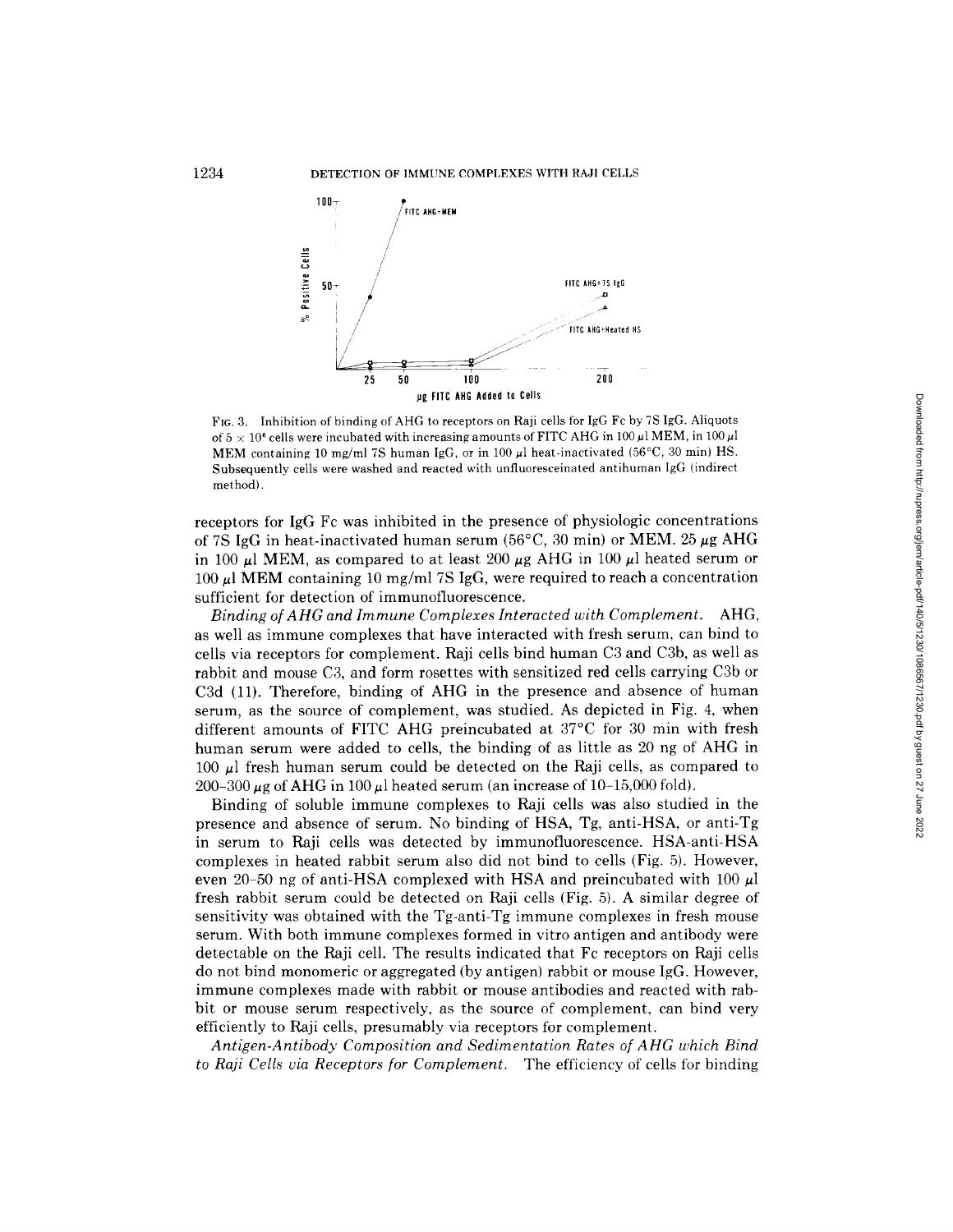FIG. 3. Inhibition of binding of AHG to receptors on Raji cells for IgG Fc by 7S IgG. Aliquots of $5 \times 10^6$ cells were incubated with increasing amounts of FITC AHG in 100 μl MEM, in 100 μl MEM containing 10 mg/ml 7S human IgG, or in 100 μl heat-inactivated (56°C, 30 min) HS. Subsequently cells were washed and reacted with unfluoresceinated antihuman IgG (indirect method).

receptors for IgG Fc was inhibited in the presence of physiologic concentrations of 7S IgG in heat-inactivated human serum (56°C, 30 min) or MEM. 25 μg AHG in 100 μl MEM, as compared to at least 200 μg AHG in 100 μl heated serum or 100 μl MEM containing 10 mg/ml 7S IgG, were required to reach a concentration sufficient for detection of immunofluorescence.

*Binding of AHG and Immune Complexes Interacted with Complement.* AHG, as well as immune complexes that have interacted with fresh serum, can bind to cells via receptors for complement. Raji cells bind human C3 and C3b, as well as rabbit and mouse C3, and form rosettes with sensitized red cells carrying C3b or C3d (11). Therefore, binding of AHG in the presence and absence of human serum, as the source of complement, was studied. As depicted in Fig. 4, when different amounts of FITC AHG preincubated at 37°C for 30 min with fresh human serum were added to cells, the binding of as little as 20 ng of AHG in 100 μl fresh human serum could be detected on the Raji cells, as compared to 200–300 μg of AHG in 100 μl heated serum (an increase of 10–15,000 fold).

Binding of soluble immune complexes to Raji cells was also studied in the presence and absence of serum. No binding of HSA, Tg, anti-HSA, or anti-Tg in serum to Raji cells was detected by immunofluorescence. HSA-anti-HSA complexes in heated rabbit serum also did not bind to cells (Fig. 5). However, even 20–50 ng of anti-HSA complexed with HSA and preincubated with 100 μl fresh rabbit serum could be detected on Raji cells (Fig. 5). A similar degree of sensitivity was obtained with the Tg-anti-Tg immune complexes in fresh mouse serum. With both immune complexes formed in vitro antigen and antibody were detectable on the Raji cell. The results indicated that Fc receptors on Raji cells do not bind monomeric or aggregated (by antigen) rabbit or mouse IgG. However, immune complexes made with rabbit or mouse antibodies and reacted with rabbit or mouse serum respectively, as the source of complement, can bind very efficiently to Raji cells, presumably via receptors for complement.

*Antigen-Antibody Composition and Sedimentation Rates of AHG which Bind to Raji Cells via Receptors for Complement.* The efficiency of cells for binding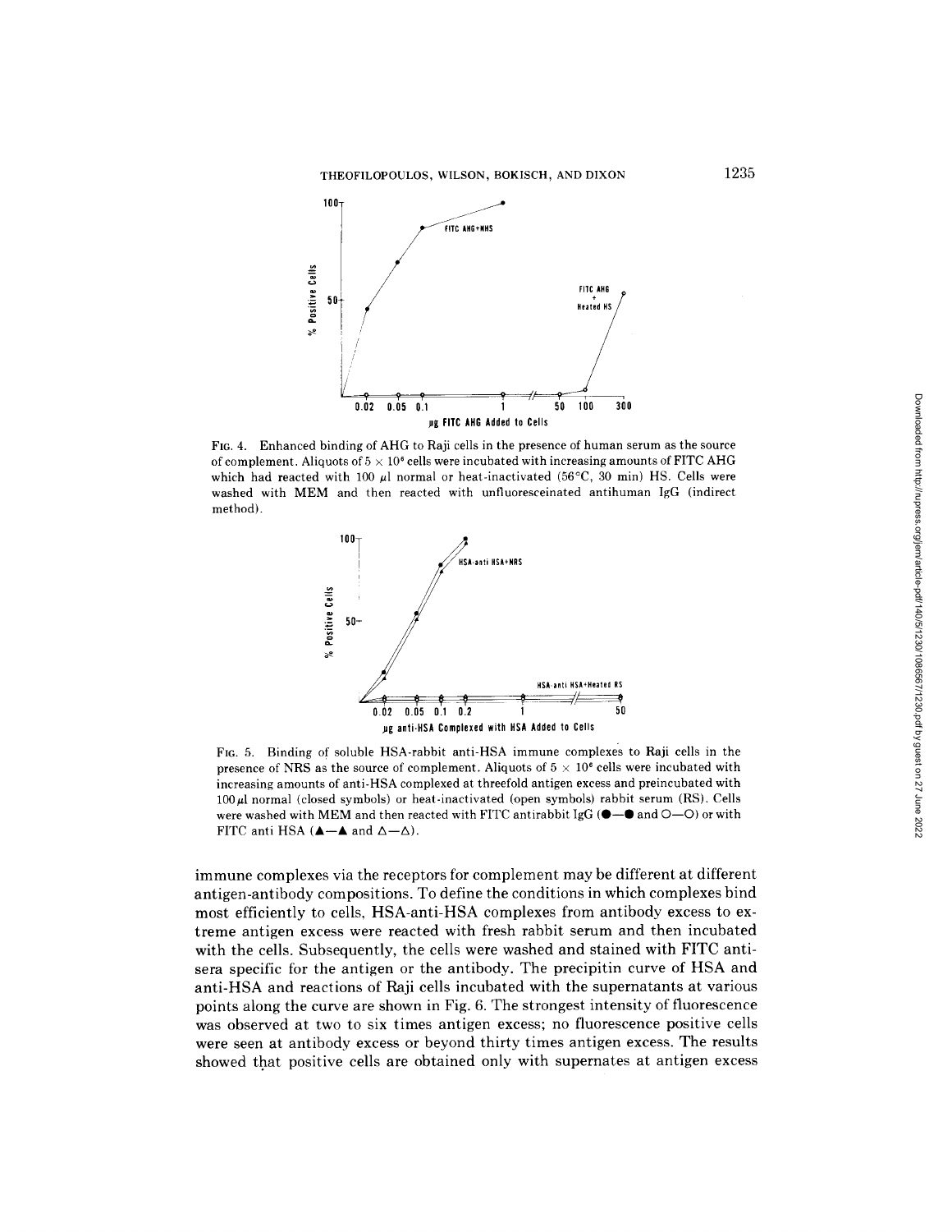FIG. 4. Enhanced binding of AHG to Raji cells in the presence of human serum as the source of complement. Aliquots of $5 \times 10^6$ cells were incubated with increasing amounts of FITC AHG which had reacted with 100 $\mu$l normal or heat-inactivated (56°C, 30 min) HS. Cells were washed with MEM and then reacted with unfluoresceinated antihuman IgG (indirect method).

FIG. 5. Binding of soluble HSA-rabbit anti-HSA immune complexes to Raji cells in the presence of NRS as the source of complement. Aliquots of $5 \times 10^6$ cells were incubated with increasing amounts of anti-HSA complexed at threefold antigen excess and preincubated with 100 $\mu$l normal (closed symbols) or heat-inactivated (open symbols) rabbit serum (RS). Cells were washed with MEM and then reacted with FITC antirabbit IgG (●—● and ○—○) or with FITC anti HSA (▲—▲ and △—△).

immune complexes via the receptors for complement may be different at different antigen-antibody compositions. To define the conditions in which complexes bind most efficiently to cells, HSA-anti-HSA complexes from antibody excess to extreme antigen excess were reacted with fresh rabbit serum and then incubated with the cells. Subsequently, the cells were washed and stained with FITC antisera specific for the antigen or the antibody. The precipitin curve of HSA and anti-HSA and reactions of Raji cells incubated with the supernatants at various points along the curve are shown in Fig. 6. The strongest intensity of fluorescence was observed at two to six times antigen excess; no fluorescence positive cells were seen at antibody excess or beyond thirty times antigen excess. The results showed that positive cells are obtained only with supernates at antigen excess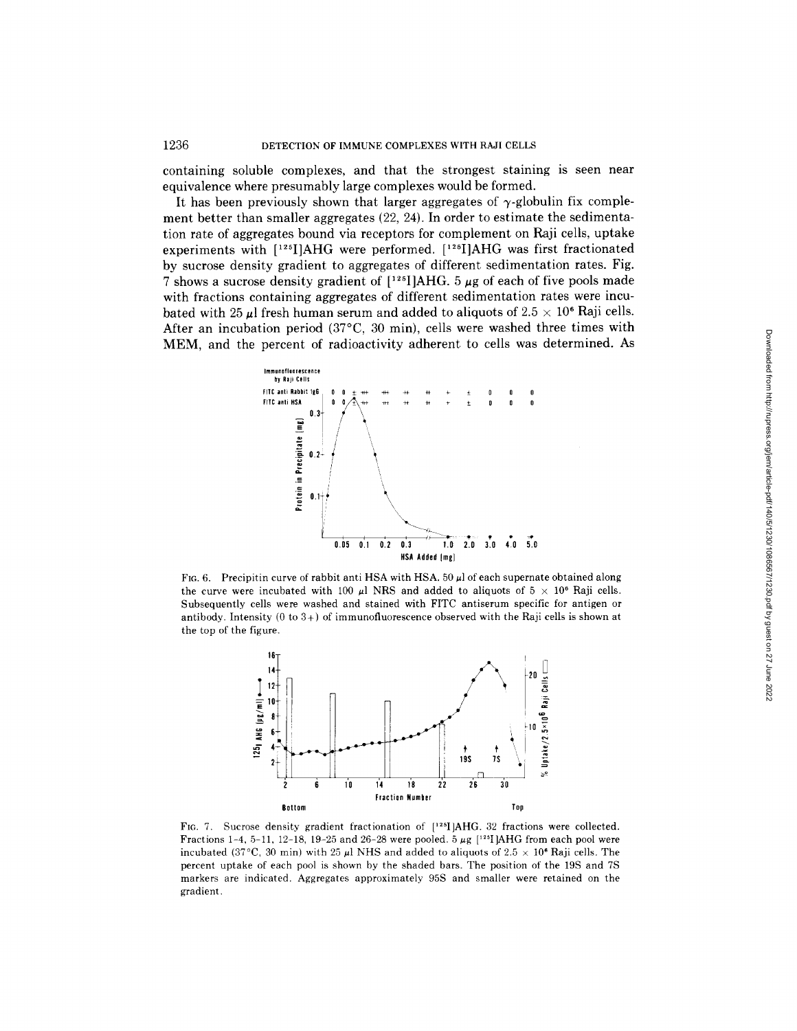containing soluble complexes, and that the strongest staining is seen near equivalence where presumably large complexes would be formed.

It has been previously shown that larger aggregates of $\gamma$-globulin fix complement better than smaller aggregates (22, 24). In order to estimate the sedimentation rate of aggregates bound via receptors for complement on Raji cells, uptake experiments with [$^{125}$I]AHG were performed. [$^{125}$I]AHG was first fractionated by sucrose density gradient to aggregates of different sedimentation rates. Fig. 7 shows a sucrose density gradient of [$^{125}$I]AHG. 5 $\mu$g of each of five pools made with fractions containing aggregates of different sedimentation rates were incubated with 25 $\mu$l fresh human serum and added to aliquots of $2.5 \times 10^6$ Raji cells. After an incubation period (37°C, 30 min), cells were washed three times with MEM, and the percent of radioactivity adherent to cells was determined. As

FIG. 6. Precipitin curve of rabbit anti HSA with HSA. 50 $\mu$l of each supernate obtained along the curve were incubated with 100 $\mu$l NRS and added to aliquots of $5 \times 10^6$ Raji cells. Subsequently cells were washed and stained with FITC antiserum specific for antigen or antibody. Intensity (0 to 3+) of immunofluorescence observed with the Raji cells is shown at the top of the figure.

FIG. 7. Sucrose density gradient fractionation of [$^{125}$I]AHG. 32 fractions were collected. Fractions 1–4, 5–11, 12–18, 19–25 and 26–28 were pooled. 5 $\mu$g [$^{125}$I]AHG from each pool were incubated (37°C, 30 min) with 25 $\mu$l NHS and added to aliquots of $2.5 \times 10^6$ Raji cells. The percent uptake of each pool is shown by the shaded bars. The position of the 19S and 7S markers are indicated. Aggregates approximately 95S and smaller were retained on the gradient.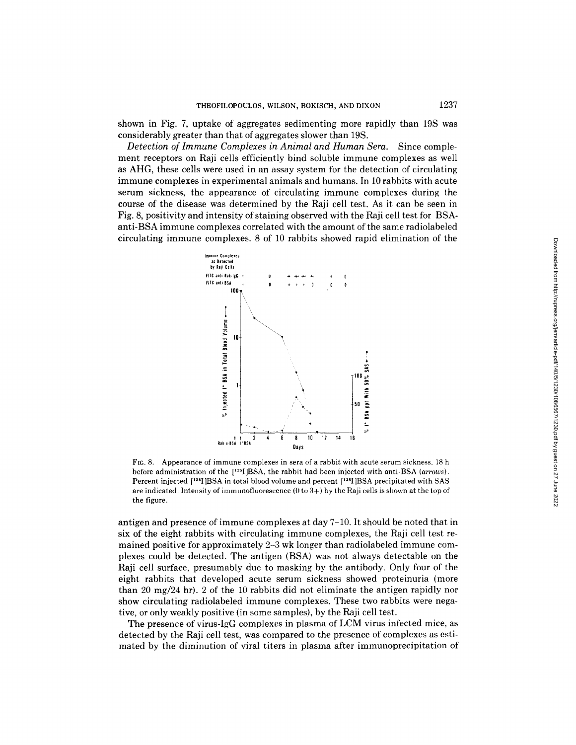shown in Fig. 7, uptake of aggregates sedimenting more rapidly than 19S was considerably greater than that of aggregates slower than 19S.

*Detection of Immune Complexes in Animal and Human Sera.* Since complement receptors on Raji cells efficiently bind soluble immune complexes as well as AHG, these cells were used in an assay system for the detection of circulating immune complexes in experimental animals and humans. In 10 rabbits with acute serum sickness, the appearance of circulating immune complexes during the course of the disease was determined by the Raji cell test. As it can be seen in Fig. 8, positivity and intensity of staining observed with the Raji cell test for BSA-anti-BSA immune complexes correlated with the amount of the same radiolabeled circulating immune complexes. 8 of 10 rabbits showed rapid elimination of the antigen and presence of immune complexes at day 7–10. It should be noted that in six of the eight rabbits with circulating immune complexes, the Raji cell test remained positive for approximately 2–3 wk longer than radiolabeled immune complexes could be detected. The antigen (BSA) was not always detectable on the Raji cell surface, presumably due to masking by the antibody. Only four of the eight rabbits that developed acute serum sickness showed proteinuria (more than 20 mg/24 hr). 2 of the 10 rabbits did not eliminate the antigen rapidly nor show circulating radiolabeled immune complexes. These two rabbits were negative, or only weakly positive (in some samples), by the Raji cell test.

FIG. 8. Appearance of immune complexes in sera of a rabbit with acute serum sickness. 18 h before administration of the [$^{125}$I]BSA, the rabbit had been injected with anti-BSA (*arrows*). Percent injected [$^{125}$I]BSA in total blood volume and percent [$^{125}$I]BSA precipitated with SAS are indicated. Intensity of immunofluorescence (0 to 3+) by the Raji cells is shown at the top of the figure.

The presence of virus-IgG complexes in plasma of LCM virus infected mice, as detected by the Raji cell test, was compared to the presence of complexes as estimated by the diminution of viral titers in plasma after immunoprecipitation of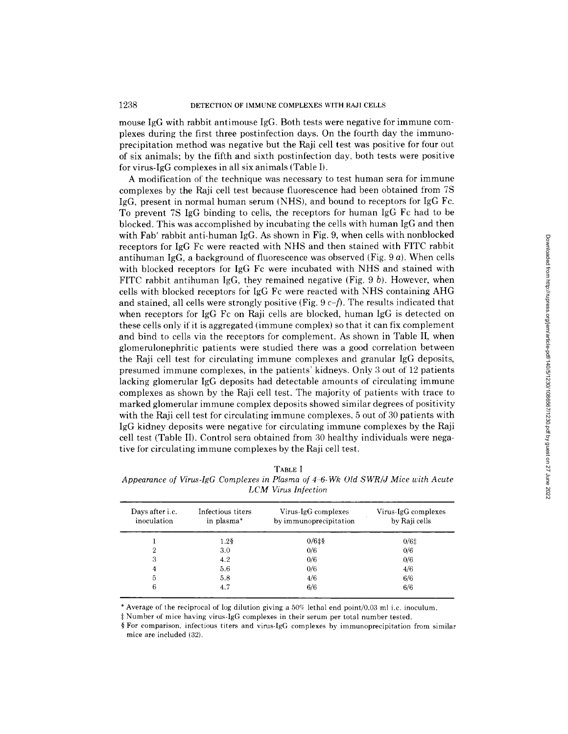mouse IgG with rabbit antimouse IgG. Both tests were negative for immune complexes during the first three postinfection days. On the fourth day the immunoprecipitation method was negative but the Raji cell test was positive for four out of six animals; by the fifth and sixth postinfection day, both tests were positive for virus-IgG complexes in all six animals (Table I).

A modification of the technique was necessary to test human sera for immune complexes by the Raji cell test because fluorescence had been obtained from 7S IgG, present in normal human serum (NHS), and bound to receptors for IgG Fc. To prevent 7S IgG binding to cells, the receptors for human IgG Fc had to be blocked. This was accomplished by incubating the cells with human IgG and then with Fab' rabbit anti-human IgG. As shown in Fig. 9, when cells with nonblocked receptors for IgG Fc were reacted with NHS and then stained with FITC rabbit antihuman IgG, a background of fluorescence was observed (Fig. 9 *a*). When cells with blocked receptors for IgG Fc were incubated with NHS and stained with FITC rabbit antihuman IgG, they remained negative (Fig. 9 *b*). However, when cells with blocked receptors for IgG Fc were reacted with NHS containing AHG and stained, all cells were strongly positive (Fig. 9 *c–f*). The results indicated that when receptors for IgG Fc on Raji cells are blocked, human IgG is detected on these cells only if it is aggregated (immune complex) so that it can fix complement and bind to cells via the receptors for complement. As shown in Table II, when glomerulonephritic patients were studied there was a good correlation between the Raji cell test for circulating immune complexes and granular IgG deposits, presumed immune complexes, in the patients' kidneys. Only 3 out of 12 patients lacking glomerular IgG deposits had detectable amounts of circulating immune complexes as shown by the Raji cell test. The majority of patients with trace to marked glomerular immune complex deposits showed similar degrees of positivity with the Raji cell test for circulating immune complexes. 5 out of 30 patients with IgG kidney deposits were negative for circulating immune complexes by the Raji cell test (Table II). Control sera obtained from 30 healthy individuals were negative for circulating immune complexes by the Raji cell test.

TABLE I

*Appearance of Virus-IgG Complexes in Plasma of 4–6-Wk Old SWR/J Mice with Acute LCM Virus Infection*

| Days after i.c. inoculation | Infectious titers in plasma* | Virus-IgG complexes by immunoprecipitation | Virus-IgG complexes by Raji cells |
|---|---|---|---|
| 1 | 1.2§ | 0/6‡§ | 0/6‡ |
| 2 | 3.0 | 0/6 | 0/6 |
| 3 | 4.2 | 0/6 | 0/6 |
| 4 | 5.6 | 0/6 | 4/6 |
| 5 | 5.8 | 4/6 | 6/6 |
| 6 | 4.7 | 6/6 | 6/6 |

\* Average of the reciprocal of log dilution giving a 50% lethal end point/0.03 ml i.c. inoculum.

‡ Number of mice having virus-IgG complexes in their serum per total number tested.

§ For comparison, infectious titers and virus-IgG complexes by immunoprecipitation from similar mice are included (32).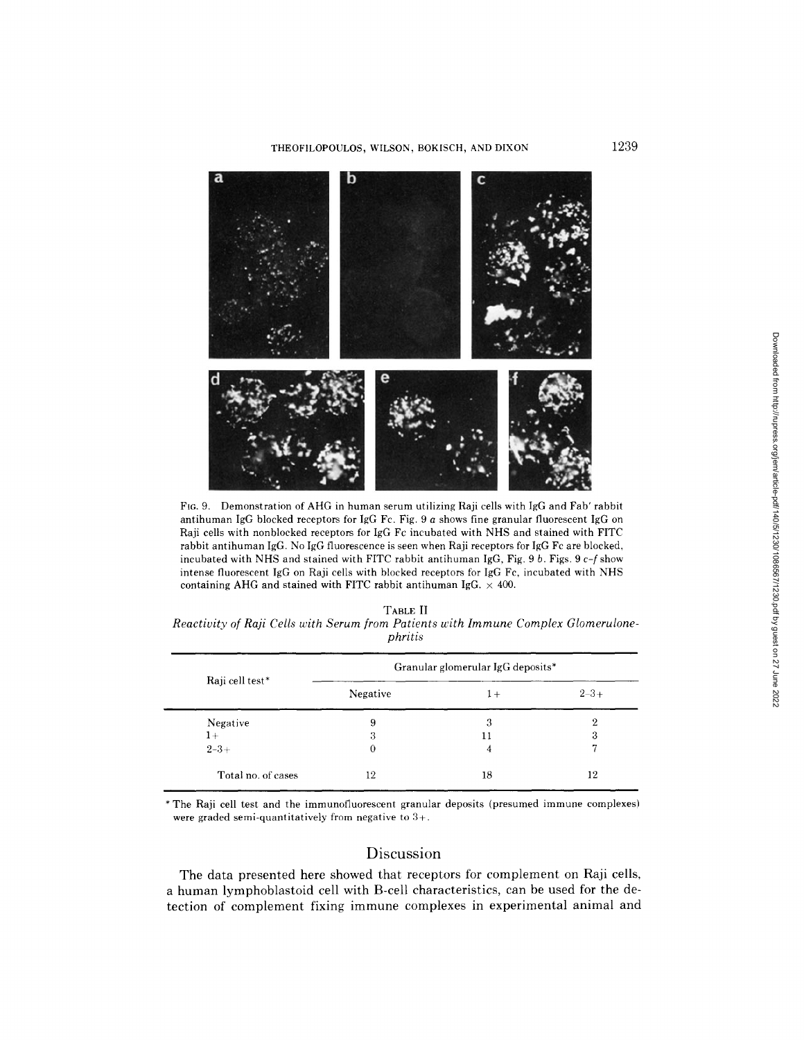FIG. 9. Demonstration of AHG in human serum utilizing Raji cells with IgG and Fab' rabbit antihuman IgG blocked receptors for IgG Fc. Fig. 9 *a* shows fine granular fluorescent IgG on Raji cells with nonblocked receptors for IgG Fc incubated with NHS and stained with FITC rabbit antihuman IgG. No IgG fluorescence is seen when Raji receptors for IgG Fc are blocked, incubated with NHS and stained with FITC rabbit antihuman IgG, Fig. 9 *b*. Figs. 9 *c–f* show intense fluorescent IgG on Raji cells with blocked receptors for IgG Fc, incubated with NHS containing AHG and stained with FITC rabbit antihuman IgG. × 400.

TABLE II
*Reactivity of Raji Cells with Serum from Patients with Immune Complex Glomerulonephritis*

| Raji cell test* | Granular glomerular IgG deposits* | | |
|---|---|---|---|
| | Negative | 1+ | 2–3+ |
| Negative | 9 | 3 | 2 |
| 1+ | 3 | 11 | 3 |
| 2–3+ | 0 | 4 | 7 |
| Total no. of cases | 12 | 18 | 12 |

\* The Raji cell test and the immunofluorescent granular deposits (presumed immune complexes) were graded semi-quantitatively from negative to 3+.

## Discussion

The data presented here showed that receptors for complement on Raji cells, a human lymphoblastoid cell with B-cell characteristics, can be used for the detection of complement fixing immune complexes in experimental animal and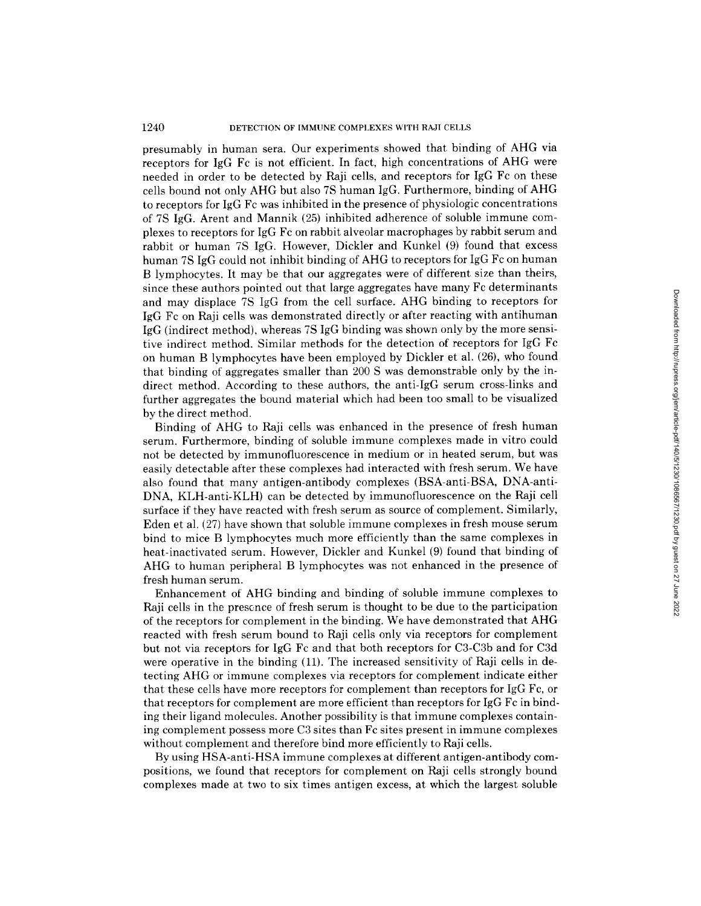presumably in human sera. Our experiments showed that binding of AHG via receptors for IgG Fc is not efficient. In fact, high concentrations of AHG were needed in order to be detected by Raji cells, and receptors for IgG Fc on these cells bound not only AHG but also 7S human IgG. Furthermore, binding of AHG to receptors for IgG Fc was inhibited in the presence of physiologic concentrations of 7S IgG. Arent and Mannik (25) inhibited adherence of soluble immune complexes to receptors for IgG Fc on rabbit alveolar macrophages by rabbit serum and rabbit or human 7S IgG. However, Dickler and Kunkel (9) found that excess human 7S IgG could not inhibit binding of AHG to receptors for IgG Fc on human B lymphocytes. It may be that our aggregates were of different size than theirs, since these authors pointed out that large aggregates have many Fc determinants and may displace 7S IgG from the cell surface. AHG binding to receptors for IgG Fc on Raji cells was demonstrated directly or after reacting with antihuman IgG (indirect method), whereas 7S IgG binding was shown only by the more sensitive indirect method. Similar methods for the detection of receptors for IgG Fc on human B lymphocytes have been employed by Dickler et al. (26), who found that binding of aggregates smaller than 200 S was demonstrable only by the indirect method. According to these authors, the anti-IgG serum cross-links and further aggregates the bound material which had been too small to be visualized by the direct method.

Binding of AHG to Raji cells was enhanced in the presence of fresh human serum. Furthermore, binding of soluble immune complexes made in vitro could not be detected by immunofluorescence in medium or in heated serum, but was easily detectable after these complexes had interacted with fresh serum. We have also found that many antigen-antibody complexes (BSA-anti-BSA, DNA-anti-DNA, KLH-anti-KLH) can be detected by immunofluorescence on the Raji cell surface if they have reacted with fresh serum as source of complement. Similarly, Eden et al. (27) have shown that soluble immune complexes in fresh mouse serum bind to mice B lymphocytes much more efficiently than the same complexes in heat-inactivated serum. However, Dickler and Kunkel (9) found that binding of AHG to human peripheral B lymphocytes was not enhanced in the presence of fresh human serum.

Enhancement of AHG binding and binding of soluble immune complexes to Raji cells in the presence of fresh serum is thought to be due to the participation of the receptors for complement in the binding. We have demonstrated that AHG reacted with fresh serum bound to Raji cells only via receptors for complement but not via receptors for IgG Fc and that both receptors for C3-C3b and for C3d were operative in the binding (11). The increased sensitivity of Raji cells in detecting AHG or immune complexes via receptors for complement indicate either that these cells have more receptors for complement than receptors for IgG Fc, or that receptors for complement are more efficient than receptors for IgG Fc in binding their ligand molecules. Another possibility is that immune complexes containing complement possess more C3 sites than Fc sites present in immune complexes without complement and therefore bind more efficiently to Raji cells.

By using HSA-anti-HSA immune complexes at different antigen-antibody compositions, we found that receptors for complement on Raji cells strongly bound complexes made at two to six times antigen excess, at which the largest soluble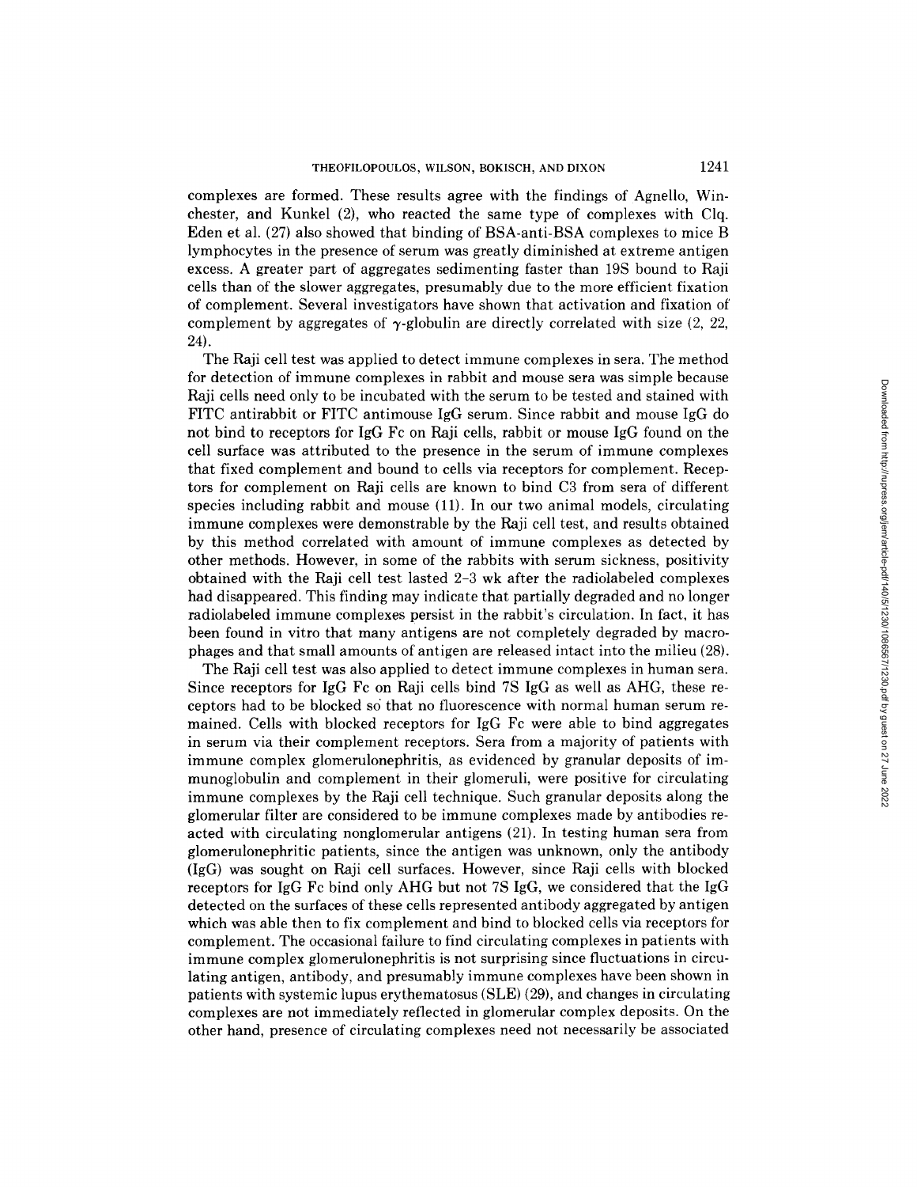complexes are formed. These results agree with the findings of Agnello, Winchester, and Kunkel (2), who reacted the same type of complexes with Clq. Eden et al. (27) also showed that binding of BSA-anti-BSA complexes to mice B lymphocytes in the presence of serum was greatly diminished at extreme antigen excess. A greater part of aggregates sedimenting faster than 19S bound to Raji cells than of the slower aggregates, presumably due to the more efficient fixation of complement. Several investigators have shown that activation and fixation of complement by aggregates of $\gamma$-globulin are directly correlated with size (2, 22, 24).

The Raji cell test was applied to detect immune complexes in sera. The method for detection of immune complexes in rabbit and mouse sera was simple because Raji cells need only to be incubated with the serum to be tested and stained with FITC antirabbit or FITC antimouse IgG serum. Since rabbit and mouse IgG do not bind to receptors for IgG Fc on Raji cells, rabbit or mouse IgG found on the cell surface was attributed to the presence in the serum of immune complexes that fixed complement and bound to cells via receptors for complement. Receptors for complement on Raji cells are known to bind C3 from sera of different species including rabbit and mouse (11). In our two animal models, circulating immune complexes were demonstrable by the Raji cell test, and results obtained by this method correlated with amount of immune complexes as detected by other methods. However, in some of the rabbits with serum sickness, positivity obtained with the Raji cell test lasted 2–3 wk after the radiolabeled complexes had disappeared. This finding may indicate that partially degraded and no longer radiolabeled immune complexes persist in the rabbit's circulation. In fact, it has been found in vitro that many antigens are not completely degraded by macrophages and that small amounts of antigen are released intact into the milieu (28).

The Raji cell test was also applied to detect immune complexes in human sera. Since receptors for IgG Fc on Raji cells bind 7S IgG as well as AHG, these receptors had to be blocked so that no fluorescence with normal human serum remained. Cells with blocked receptors for IgG Fc were able to bind aggregates in serum via their complement receptors. Sera from a majority of patients with immune complex glomerulonephritis, as evidenced by granular deposits of immunoglobulin and complement in their glomeruli, were positive for circulating immune complexes by the Raji cell technique. Such granular deposits along the glomerular filter are considered to be immune complexes made by antibodies reacted with circulating nonglomerular antigens (21). In testing human sera from glomerulonephritic patients, since the antigen was unknown, only the antibody (IgG) was sought on Raji cell surfaces. However, since Raji cells with blocked receptors for IgG Fc bind only AHG but not 7S IgG, we considered that the IgG detected on the surfaces of these cells represented antibody aggregated by antigen which was able then to fix complement and bind to blocked cells via receptors for complement. The occasional failure to find circulating complexes in patients with immune complex glomerulonephritis is not surprising since fluctuations in circulating antigen, antibody, and presumably immune complexes have been shown in patients with systemic lupus erythematosus (SLE) (29), and changes in circulating complexes are not immediately reflected in glomerular complex deposits. On the other hand, presence of circulating complexes need not necessarily be associated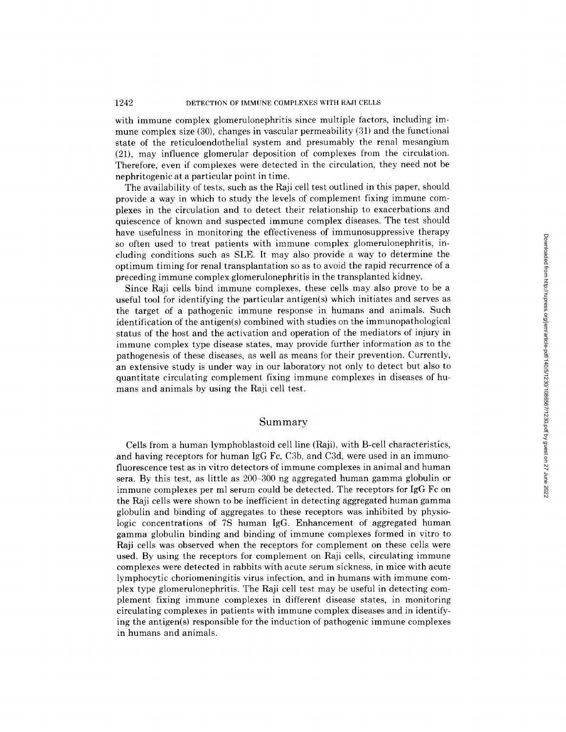with immune complex glomerulonephritis since multiple factors, including immune complex size (30), changes in vascular permeability (31) and the functional state of the reticuloendothelial system and presumably the renal mesangium (21), may influence glomerular deposition of complexes from the circulation. Therefore, even if complexes were detected in the circulation, they need not be nephritogenic at a particular point in time.

The availability of tests, such as the Raji cell test outlined in this paper, should provide a way in which to study the levels of complement fixing immune complexes in the circulation and to detect their relationship to exacerbations and quiescence of known and suspected immune complex diseases. The test should have usefulness in monitoring the effectiveness of immunosuppressive therapy so often used to treat patients with immune complex glomerulonephritis, including conditions such as SLE. It may also provide a way to determine the optimum timing for renal transplantation so as to avoid the rapid recurrence of a preceding immune complex glomerulonephritis in the transplanted kidney.

Since Raji cells bind immune complexes, these cells may also prove to be a useful tool for identifying the particular antigen(s) which initiates and serves as the target of a pathogenic immune response in humans and animals. Such identification of the antigen(s) combined with studies on the immunopathological status of the host and the activation and operation of the mediators of injury in immune complex type disease states, may provide further information as to the pathogenesis of these diseases, as well as means for their prevention. Currently, an extensive study is under way in our laboratory not only to detect but also to quantitate circulating complement fixing immune complexes in diseases of humans and animals by using the Raji cell test.

## Summary

Cells from a human lymphoblastoid cell line (Raji), with B-cell characteristics, and having receptors for human IgG Fc, C3b, and C3d, were used in an immunofluorescence test as in vitro detectors of immune complexes in animal and human sera. By this test, as little as 200–300 ng aggregated human gamma globulin or immune complexes per ml serum could be detected. The receptors for IgG Fc on the Raji cells were shown to be inefficient in detecting aggregated human gamma globulin and binding of aggregates to these receptors was inhibited by physiologic concentrations of 7S human IgG. Enhancement of aggregated human gamma globulin binding and binding of immune complexes formed in vitro to Raji cells was observed when the receptors for complement on these cells were used. By using the receptors for complement on Raji cells, circulating immune complexes were detected in rabbits with acute serum sickness, in mice with acute lymphocytic choriomeningitis virus infection, and in humans with immune complex type glomerulonephritis. The Raji cell test may be useful in detecting complement fixing immune complexes in different disease states, in monitoring circulating complexes in patients with immune complex diseases and in identifying the antigen(s) responsible for the induction of pathogenic immune complexes in humans and animals.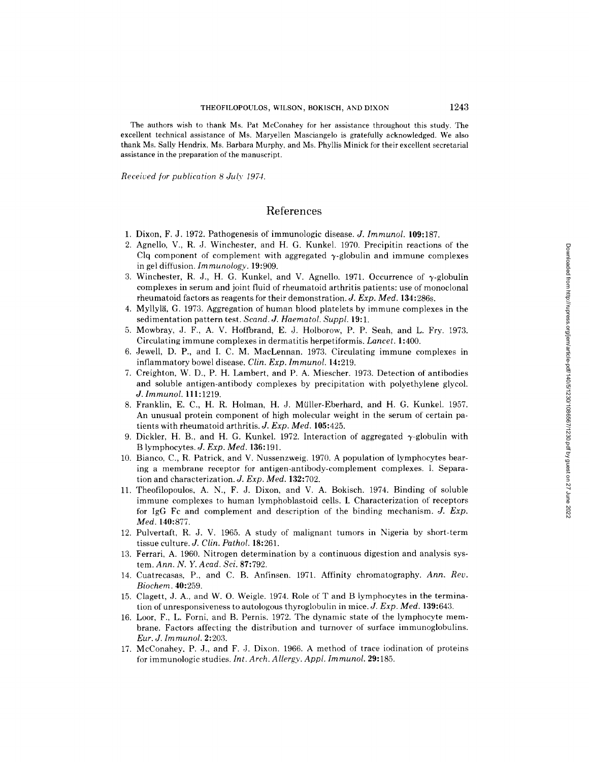The authors wish to thank Ms. Pat McConahey for her assistance throughout this study. The excellent technical assistance of Ms. Maryellen Masciangelo is gratefully acknowledged. We also thank Ms. Sally Hendrix, Ms. Barbara Murphy, and Ms. Phyllis Minick for their excellent secretarial assistance in the preparation of the manuscript.

*Received for publication 8 July 1974.*

## References

1. Dixon, F. J. 1972. Pathogenesis of immunologic disease. *J. Immunol.* **109:**187.
2. Agnello, V., R. J. Winchester, and H. G. Kunkel. 1970. Precipitin reactions of the Clq component of complement with aggregated $\gamma$-globulin and immune complexes in gel diffusion. *Immunology.* **19:**909.
3. Winchester, R. J., H. G. Kunkel, and V. Agnello. 1971. Occurrence of $\gamma$-globulin complexes in serum and joint fluid of rheumatoid arthritis patients: use of monoclonal rheumatoid factors as reagents for their demonstration. *J. Exp. Med.* **134:**286s.
4. Myllylä, G. 1973. Aggregation of human blood platelets by immune complexes in the sedimentation pattern test. *Scand. J. Haematol. Suppl.* **19:**1.
5. Mowbray, J. F., A. V. Hoffbrand, E. J. Holborow, P. P. Seah, and L. Fry. 1973. Circulating immune complexes in dermatitis herpetiformis. *Lancet.* **1:**400.
6. Jewell, D. P., and I. C. M. MacLennan. 1973. Circulating immune complexes in inflammatory bowel disease. *Clin. Exp. Immunol.* **14:**219.
7. Creighton, W. D., P. H. Lambert, and P. A. Miescher. 1973. Detection of antibodies and soluble antigen-antibody complexes by precipitation with polyethylene glycol. *J. Immunol.* **111:**1219.
8. Franklin, E. C., H. R. Holman, H. J. Müller-Eberhard, and H. G. Kunkel. 1957. An unusual protein component of high molecular weight in the serum of certain patients with rheumatoid arthritis. *J. Exp. Med.* **105:**425.
9. Dickler, H. B., and H. G. Kunkel. 1972. Interaction of aggregated $\gamma$-globulin with B lymphocytes. *J. Exp. Med.* **136:**191.
10. Bianco, C., R. Patrick, and V. Nussenzweig. 1970. A population of lymphocytes bearing a membrane receptor for antigen-antibody-complement complexes. I. Separation and characterization. *J. Exp. Med.* **132:**702.
11. Theofilopoulos, A. N., F. J. Dixon, and V. A. Bokisch. 1974. Binding of soluble immune complexes to human lymphoblastoid cells. I. Characterization of receptors for IgG Fc and complement and description of the binding mechanism. *J. Exp. Med.* **140:**877.
12. Pulvertaft, R. J. V. 1965. A study of malignant tumors in Nigeria by short-term tissue culture. *J. Clin. Pathol.* **18:**261.
13. Ferrari, A. 1960. Nitrogen determination by a continuous digestion and analysis system. *Ann. N. Y. Acad. Sci.* **87:**792.
14. Cuatrecasas, P., and C. B. Anfinsen. 1971. Affinity chromatography. *Ann. Rev. Biochem.* **40:**259.
15. Clagett, J. A., and W. O. Weigle. 1974. Role of T and B lymphocytes in the termination of unresponsiveness to autologous thyroglobulin in mice. *J. Exp. Med.* **139:**643.
16. Loor, F., L. Forni, and B. Pernis. 1972. The dynamic state of the lymphocyte membrane. Factors affecting the distribution and turnover of surface immunoglobulins. *Eur. J. Immunol.* **2:**203.
17. McConahey, P. J., and F. J. Dixon. 1966. A method of trace iodination of proteins for immunologic studies. *Int. Arch. Allergy. Appl. Immunol.* **29:**185.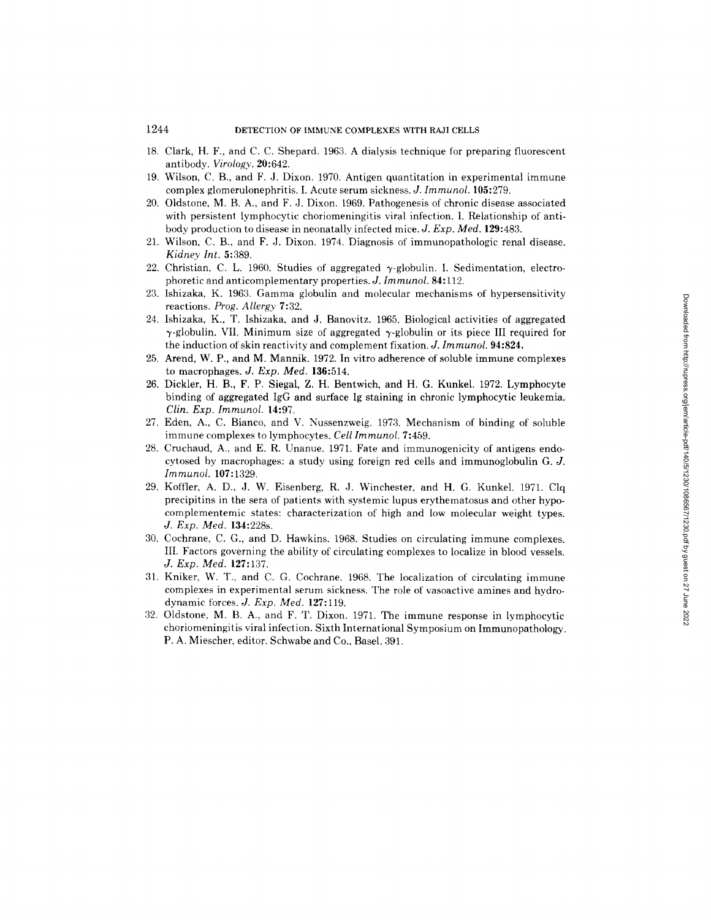18. Clark, H. F., and C. C. Shepard. 1963. A dialysis technique for preparing fluorescent antibody. *Virology.* **20:**642.
19. Wilson, C. B., and F. J. Dixon. 1970. Antigen quantitation in experimental immune complex glomerulonephritis. I. Acute serum sickness. *J. Immunol.* **105:**279.
20. Oldstone, M. B. A., and F. J. Dixon. 1969. Pathogenesis of chronic disease associated with persistent lymphocytic choriomeningitis viral infection. I. Relationship of antibody production to disease in neonatally infected mice. *J. Exp. Med.* **129:**483.
21. Wilson, C. B., and F. J. Dixon. 1974. Diagnosis of immunopathologic renal disease. *Kidney Int.* **5:**389.
22. Christian, C. L. 1960. Studies of aggregated $\gamma$-globulin. I. Sedimentation, electrophoretic and anticomplementary properties. *J. Immunol.* **84:**112.
23. Ishizaka, K. 1963. Gamma globulin and molecular mechanisms of hypersensitivity reactions. *Prog. Allergy* **7:**32.
24. Ishizaka, K., T. Ishizaka, and J. Banovitz. 1965. Biological activities of aggregated $\gamma$-globulin. VII. Minimum size of aggregated $\gamma$-globulin or its piece III required for the induction of skin reactivity and complement fixation. *J. Immunol.* **94:824.**
25. Arend, W. P., and M. Mannik. 1972. In vitro adherence of soluble immune complexes to macrophages. *J. Exp. Med.* **136:**514.
26. Dickler, H. B., F. P. Siegal, Z. H. Bentwich, and H. G. Kunkel. 1972. Lymphocyte binding of aggregated IgG and surface Ig staining in chronic lymphocytic leukemia. *Clin. Exp. Immunol.* **14:**97.
27. Eden, A., C. Bianco, and V. Nussenzweig. 1973. Mechanism of binding of soluble immune complexes to lymphocytes. *Cell Immunol.* **7:**459.
28. Cruchaud, A., and E. R. Unanue. 1971. Fate and immunogenicity of antigens endocytosed by macrophages: a study using foreign red cells and immunoglobulin G. *J. Immunol.* **107:**1329.
29. Koffler, A. D., J. W. Eisenberg, R. J. Winchester, and H. G. Kunkel. 1971. Clq precipitins in the sera of patients with systemic lupus erythematosus and other hypocomplementemic states: characterization of high and low molecular weight types. *J. Exp. Med.* **134:**228s.
30. Cochrane, C. G., and D. Hawkins. 1968. Studies on circulating immune complexes. III. Factors governing the ability of circulating complexes to localize in blood vessels. *J. Exp. Med.* **127:**137.
31. Kniker, W. T., and C. G. Cochrane. 1968. The localization of circulating immune complexes in experimental serum sickness. The role of vasoactive amines and hydrodynamic forces. *J. Exp. Med.* **127:**119.
32. Oldstone, M. B. A., and F. T. Dixon. 1971. The immune response in lymphocytic choriomeningitis viral infection. Sixth International Symposium on Immunopathology. P. A. Miescher, editor. Schwabe and Co., Basel. 391.